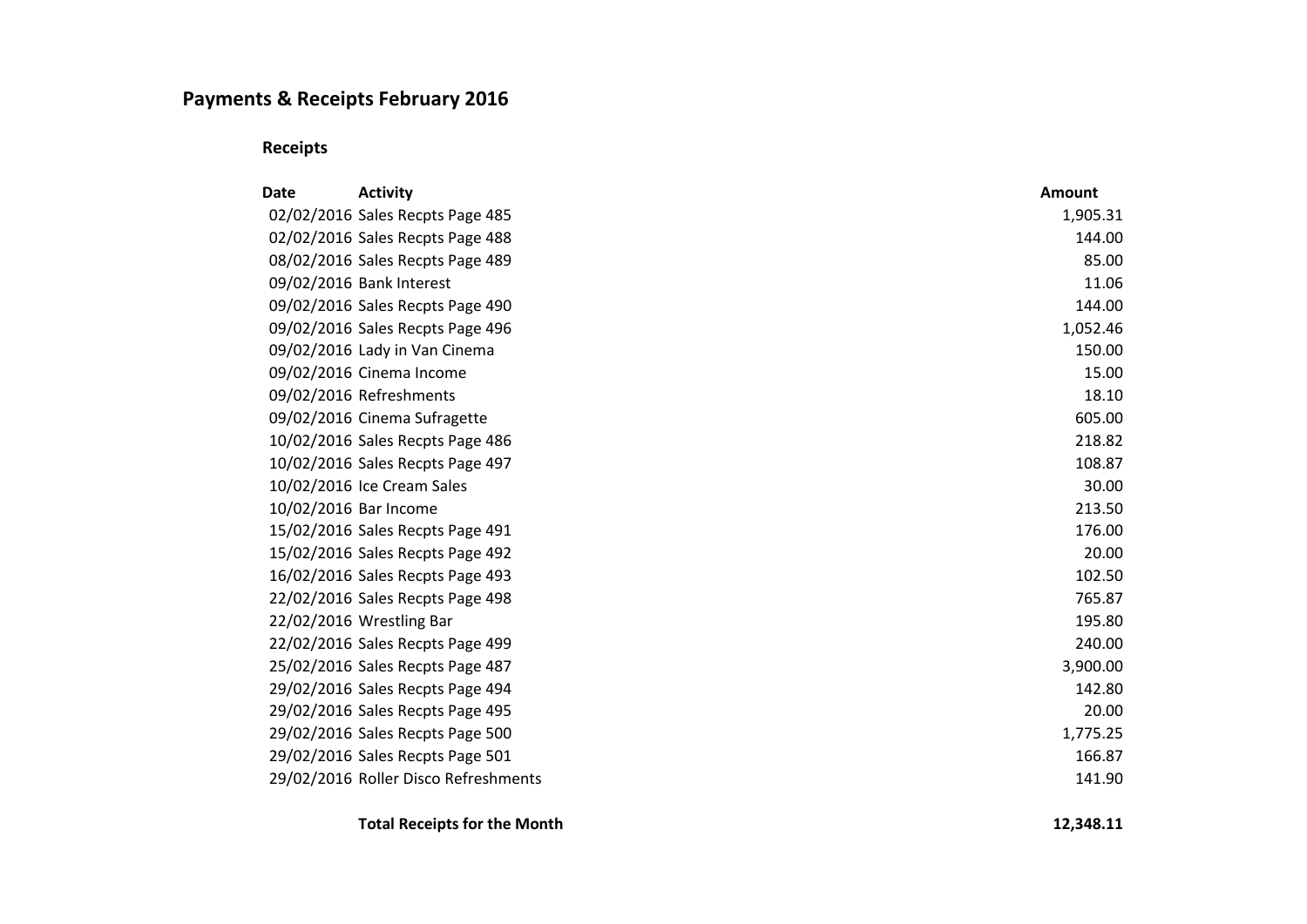# Payments & Receipts February 2016

## Receipts

| Date | Activity | Amount |
|---|---|---|
| 02/02/2016 | Sales Recpts Page 485 | 1,905.31 |
| 02/02/2016 | Sales Recpts Page 488 | 144.00 |
| 08/02/2016 | Sales Recpts Page 489 | 85.00 |
| 09/02/2016 | Bank Interest | 11.06 |
| 09/02/2016 | Sales Recpts Page 490 | 144.00 |
| 09/02/2016 | Sales Recpts Page 496 | 1,052.46 |
| 09/02/2016 | Lady in Van Cinema | 150.00 |
| 09/02/2016 | Cinema Income | 15.00 |
| 09/02/2016 | Refreshments | 18.10 |
| 09/02/2016 | Cinema Sufragette | 605.00 |
| 10/02/2016 | Sales Recpts Page 486 | 218.82 |
| 10/02/2016 | Sales Recpts Page 497 | 108.87 |
| 10/02/2016 | Ice Cream Sales | 30.00 |
| 10/02/2016 | Bar Income | 213.50 |
| 15/02/2016 | Sales Recpts Page 491 | 176.00 |
| 15/02/2016 | Sales Recpts Page 492 | 20.00 |
| 16/02/2016 | Sales Recpts Page 493 | 102.50 |
| 22/02/2016 | Sales Recpts Page 498 | 765.87 |
| 22/02/2016 | Wrestling Bar | 195.80 |
| 22/02/2016 | Sales Recpts Page 499 | 240.00 |
| 25/02/2016 | Sales Recpts Page 487 | 3,900.00 |
| 29/02/2016 | Sales Recpts Page 494 | 142.80 |
| 29/02/2016 | Sales Recpts Page 495 | 20.00 |
| 29/02/2016 | Sales Recpts Page 500 | 1,775.25 |
| 29/02/2016 | Sales Recpts Page 501 | 166.87 |
| 29/02/2016 | Roller Disco Refreshments | 141.90 |
| | **Total Receipts for the Month** | **12,348.11** |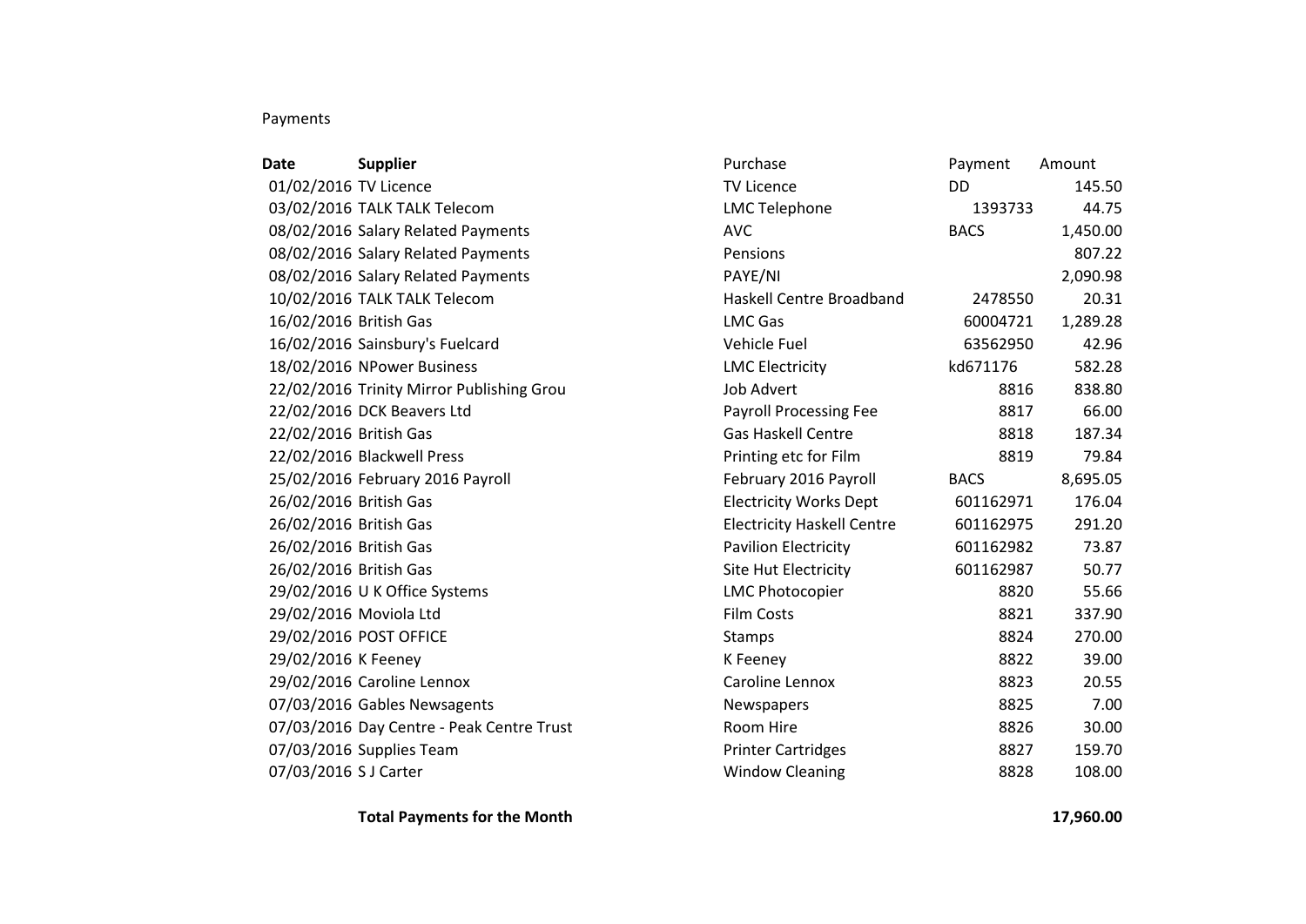Payments

| **Date** | **Supplier** | Purchase | Payment | Amount |
|---|---|---|---|---|
| 01/02/2016 | TV Licence | TV Licence | DD | 145.50 |
| 03/02/2016 | TALK TALK Telecom | LMC Telephone | 1393733 | 44.75 |
| 08/02/2016 | Salary Related Payments | AVC | BACS | 1,450.00 |
| 08/02/2016 | Salary Related Payments | Pensions | | 807.22 |
| 08/02/2016 | Salary Related Payments | PAYE/NI | | 2,090.98 |
| 10/02/2016 | TALK TALK Telecom | Haskell Centre Broadband | 2478550 | 20.31 |
| 16/02/2016 | British Gas | LMC Gas | 60004721 | 1,289.28 |
| 16/02/2016 | Sainsbury's Fuelcard | Vehicle Fuel | 63562950 | 42.96 |
| 18/02/2016 | NPower Business | LMC Electricity | kd671176 | 582.28 |
| 22/02/2016 | Trinity Mirror Publishing Grou | Job Advert | 8816 | 838.80 |
| 22/02/2016 | DCK Beavers Ltd | Payroll Processing Fee | 8817 | 66.00 |
| 22/02/2016 | British Gas | Gas Haskell Centre | 8818 | 187.34 |
| 22/02/2016 | Blackwell Press | Printing etc for Film | 8819 | 79.84 |
| 25/02/2016 | February 2016 Payroll | February 2016 Payroll | BACS | 8,695.05 |
| 26/02/2016 | British Gas | Electricity Works Dept | 601162971 | 176.04 |
| 26/02/2016 | British Gas | Electricity Haskell Centre | 601162975 | 291.20 |
| 26/02/2016 | British Gas | Pavilion Electricity | 601162982 | 73.87 |
| 26/02/2016 | British Gas | Site Hut Electricity | 601162987 | 50.77 |
| 29/02/2016 | U K Office Systems | LMC Photocopier | 8820 | 55.66 |
| 29/02/2016 | Moviola Ltd | Film Costs | 8821 | 337.90 |
| 29/02/2016 | POST OFFICE | Stamps | 8824 | 270.00 |
| 29/02/2016 | K Feeney | K Feeney | 8822 | 39.00 |
| 29/02/2016 | Caroline Lennox | Caroline Lennox | 8823 | 20.55 |
| 07/03/2016 | Gables Newsagents | Newspapers | 8825 | 7.00 |
| 07/03/2016 | Day Centre - Peak Centre Trust | Room Hire | 8826 | 30.00 |
| 07/03/2016 | Supplies Team | Printer Cartridges | 8827 | 159.70 |
| 07/03/2016 | S J Carter | Window Cleaning | 8828 | 108.00 |
| | **Total Payments for the Month** | | | **17,960.00** |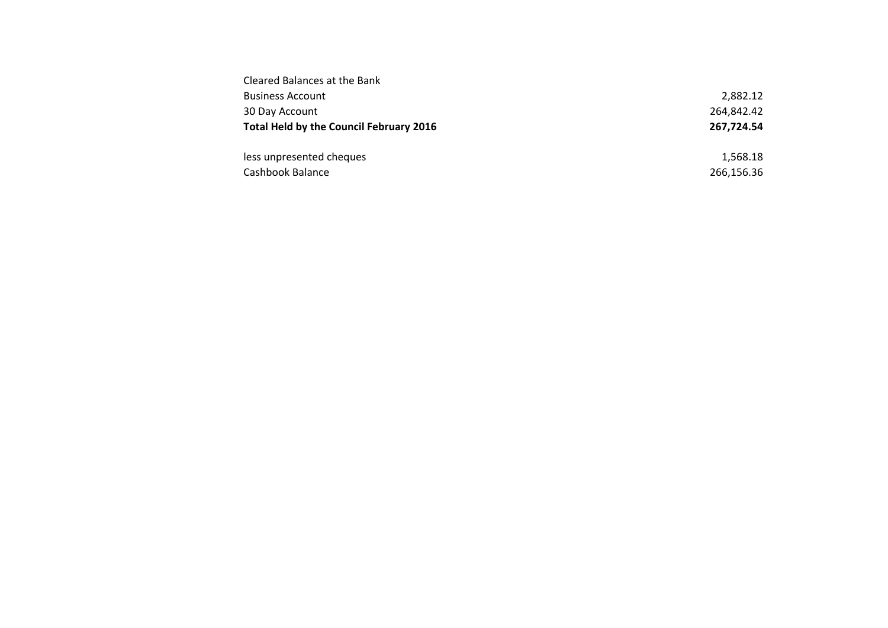| | |
|---|---|
| Cleared Balances at the Bank | |
| Business Account | 2,882.12 |
| 30 Day Account | 264,842.42 |
| **Total Held by the Council February 2016** | **267,724.54** |
| | |
| less unpresented cheques | 1,568.18 |
| Cashbook Balance | 266,156.36 |